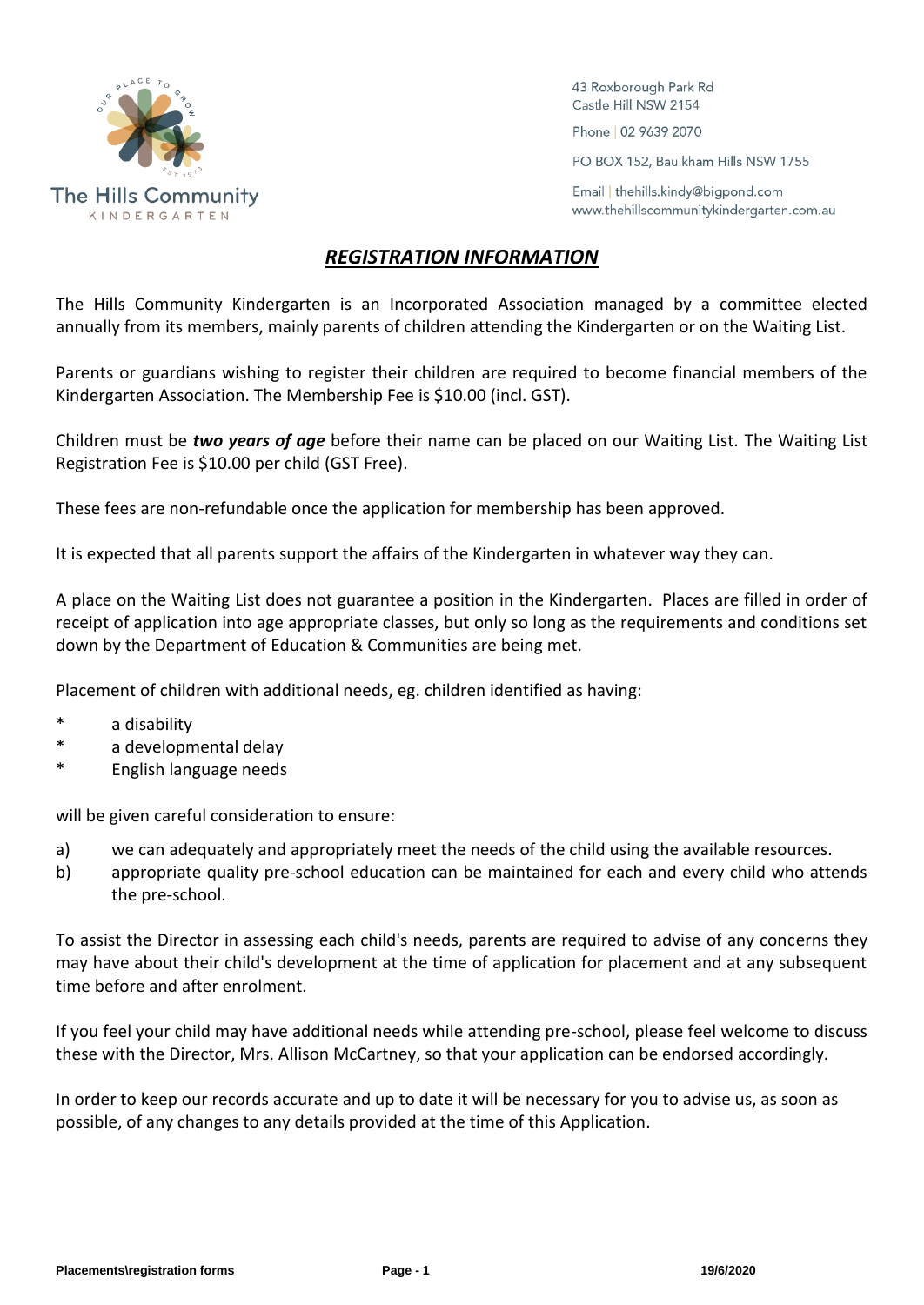The Hills Community
KINDERGARTEN

43 Roxborough Park Rd
Castle Hill NSW 2154

Phone | 02 9639 2070

PO BOX 152, Baulkham Hills NSW 1755

Email | thehills.kindy@bigpond.com
www.thehillscommunitykindergarten.com.au

# ***REGISTRATION INFORMATION***

The Hills Community Kindergarten is an Incorporated Association managed by a committee elected annually from its members, mainly parents of children attending the Kindergarten or on the Waiting List.

Parents or guardians wishing to register their children are required to become financial members of the Kindergarten Association. The Membership Fee is $10.00 (incl. GST).

Children must be ***two years of age*** before their name can be placed on our Waiting List. The Waiting List Registration Fee is $10.00 per child (GST Free).

These fees are non-refundable once the application for membership has been approved.

It is expected that all parents support the affairs of the Kindergarten in whatever way they can.

A place on the Waiting List does not guarantee a position in the Kindergarten. Places are filled in order of receipt of application into age appropriate classes, but only so long as the requirements and conditions set down by the Department of Education & Communities are being met.

Placement of children with additional needs, eg. children identified as having:

- a disability
- a developmental delay
- English language needs

will be given careful consideration to ensure:

a) we can adequately and appropriately meet the needs of the child using the available resources.
b) appropriate quality pre-school education can be maintained for each and every child who attends the pre-school.

To assist the Director in assessing each child's needs, parents are required to advise of any concerns they may have about their child's development at the time of application for placement and at any subsequent time before and after enrolment.

If you feel your child may have additional needs while attending pre-school, please feel welcome to discuss these with the Director, Mrs. Allison McCartney, so that your application can be endorsed accordingly.

In order to keep our records accurate and up to date it will be necessary for you to advise us, as soon as possible, of any changes to any details provided at the time of this Application.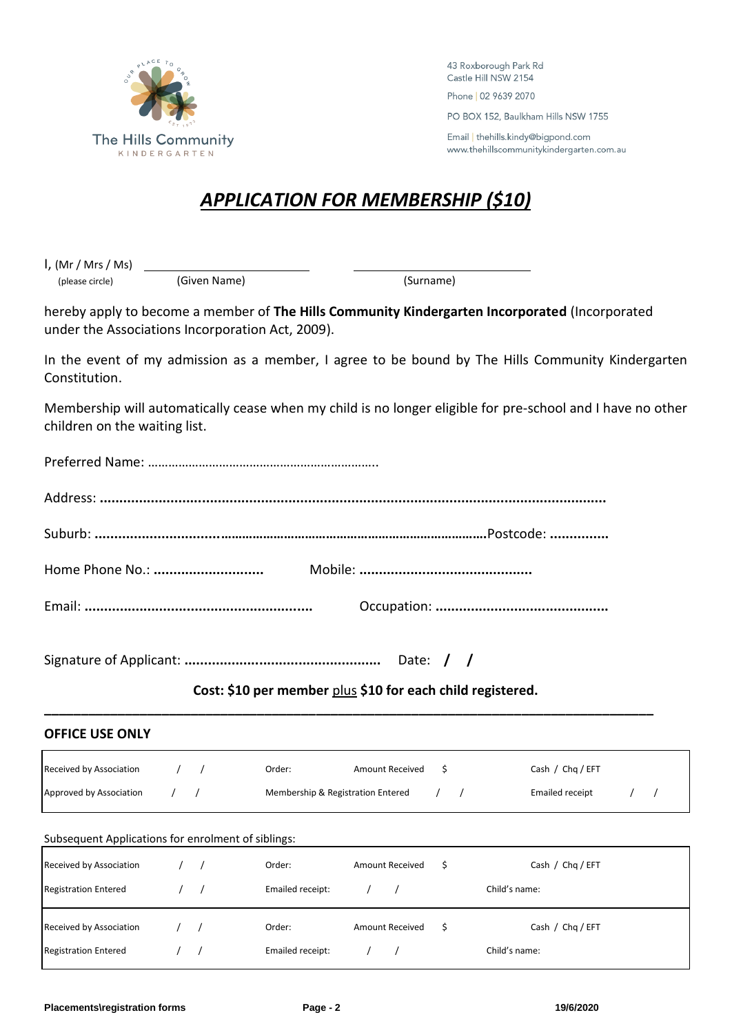The Hills Community
KINDERGARTEN

43 Roxborough Park Rd
Castle Hill NSW 2154

Phone | 02 9639 2070

PO BOX 152, Baulkham Hills NSW 1755

Email | thehills.kindy@bigpond.com
www.thehillscommunitykindergarten.com.au

# ***APPLICATION FOR MEMBERSHIP ($10)***

I, (Mr / Mrs / Ms) ______________________ ______________________
(please circle) (Given Name) (Surname)

hereby apply to become a member of **The Hills Community Kindergarten Incorporated** (Incorporated under the Associations Incorporation Act, 2009).

In the event of my admission as a member, I agree to be bound by The Hills Community Kindergarten Constitution.

Membership will automatically cease when my child is no longer eligible for pre-school and I have no other children on the waiting list.

Preferred Name: …………………………………………………………

Address: ………………………………………………………………………………………………………………

Suburb: ……………………………………………………………………………………………Postcode: ……………

Home Phone No.: ……………………… Mobile: ……………………………………

Email: …………………………………………………… Occupation: ……………………………………

Signature of Applicant: ………………………………………… Date: / /

**Cost: $10 per member plus $10 for each child registered.**

---

## OFFICE USE ONLY

| | | | | | |
|---|---|---|---|---|---|
| Received by Association / / | Order: | Amount Received $ | | Cash / Chq / EFT | |
| Approved by Association / / | Membership & Registration Entered / / | | | Emailed receipt | / / |

Subsequent Applications for enrolment of siblings:

| | | | | |
|---|---|---|---|---|
| Received by Association / / | Order: | Amount Received $ | | Cash / Chq / EFT |
| Registration Entered / / | Emailed receipt: / / | | Child's name: | |
| Received by Association / / | Order: | Amount Received $ | | Cash / Chq / EFT |
| Registration Entered / / | Emailed receipt: / / | | Child's name: | |

Placements\registration forms 19/6/2020